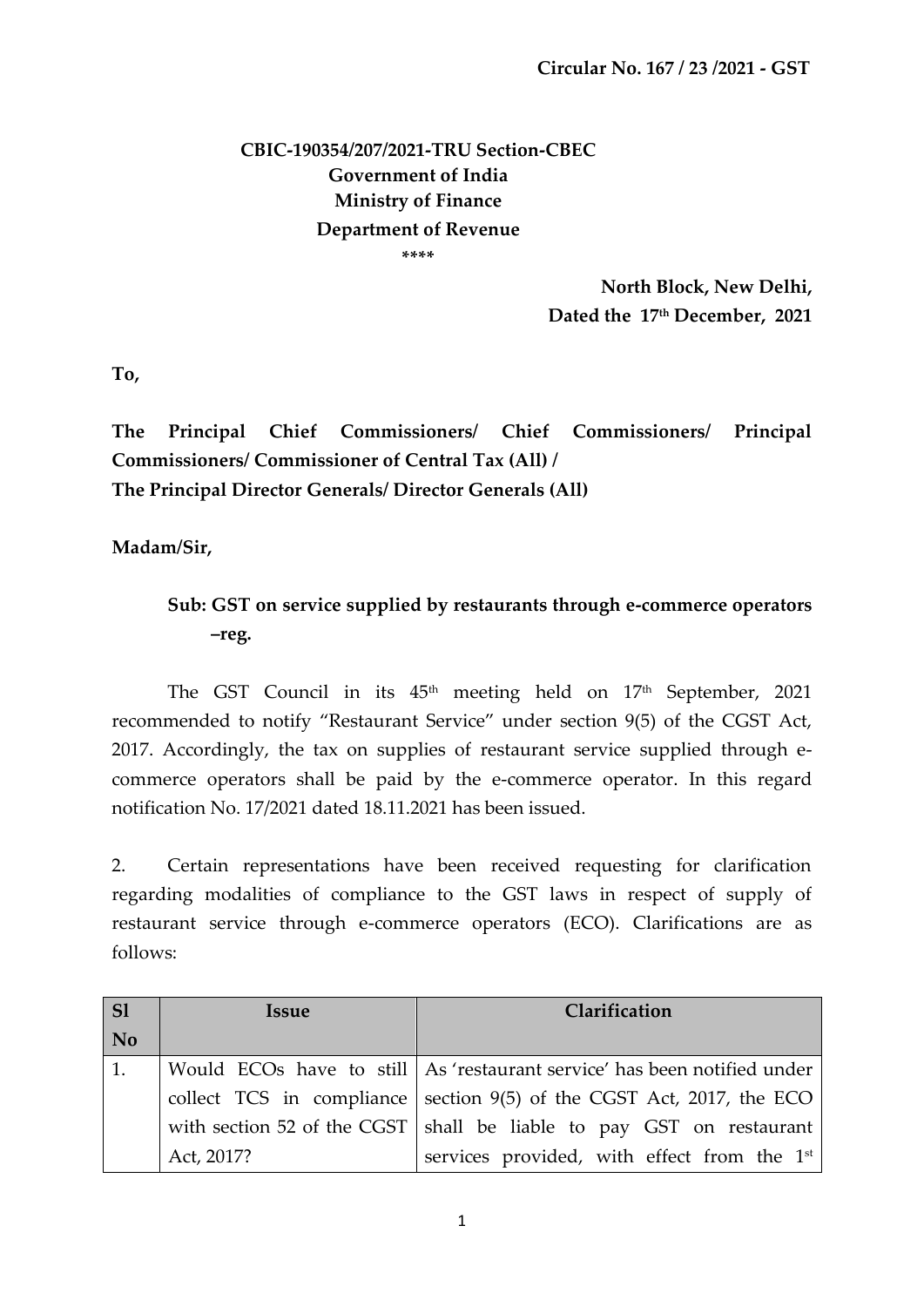**Circular No. 167 / 23 /2021 - GST**

**CBIC-190354/207/2021-TRU Section-CBEC**
**Government of India**
**Ministry of Finance**
**Department of Revenue**
\*\*\*\*

**North Block, New Delhi,**
**Dated the 17th December, 2021**

**To,**

**The Principal Chief Commissioners/ Chief Commissioners/ Principal Commissioners/ Commissioner of Central Tax (All) /**
**The Principal Director Generals/ Director Generals (All)**

**Madam/Sir,**

**Sub: GST on service supplied by restaurants through e-commerce operators –reg.**

The GST Council in its 45th meeting held on 17th September, 2021 recommended to notify "Restaurant Service" under section 9(5) of the CGST Act, 2017. Accordingly, the tax on supplies of restaurant service supplied through e-commerce operators shall be paid by the e-commerce operator. In this regard notification No. 17/2021 dated 18.11.2021 has been issued.

2. Certain representations have been received requesting for clarification regarding modalities of compliance to the GST laws in respect of supply of restaurant service through e-commerce operators (ECO). Clarifications are as follows:

| Sl No | Issue | Clarification |
|---|---|---|
| 1. | Would ECOs have to still collect TCS in compliance with section 52 of the CGST Act, 2017? | As 'restaurant service' has been notified under section 9(5) of the CGST Act, 2017, the ECO shall be liable to pay GST on restaurant services provided, with effect from the 1st |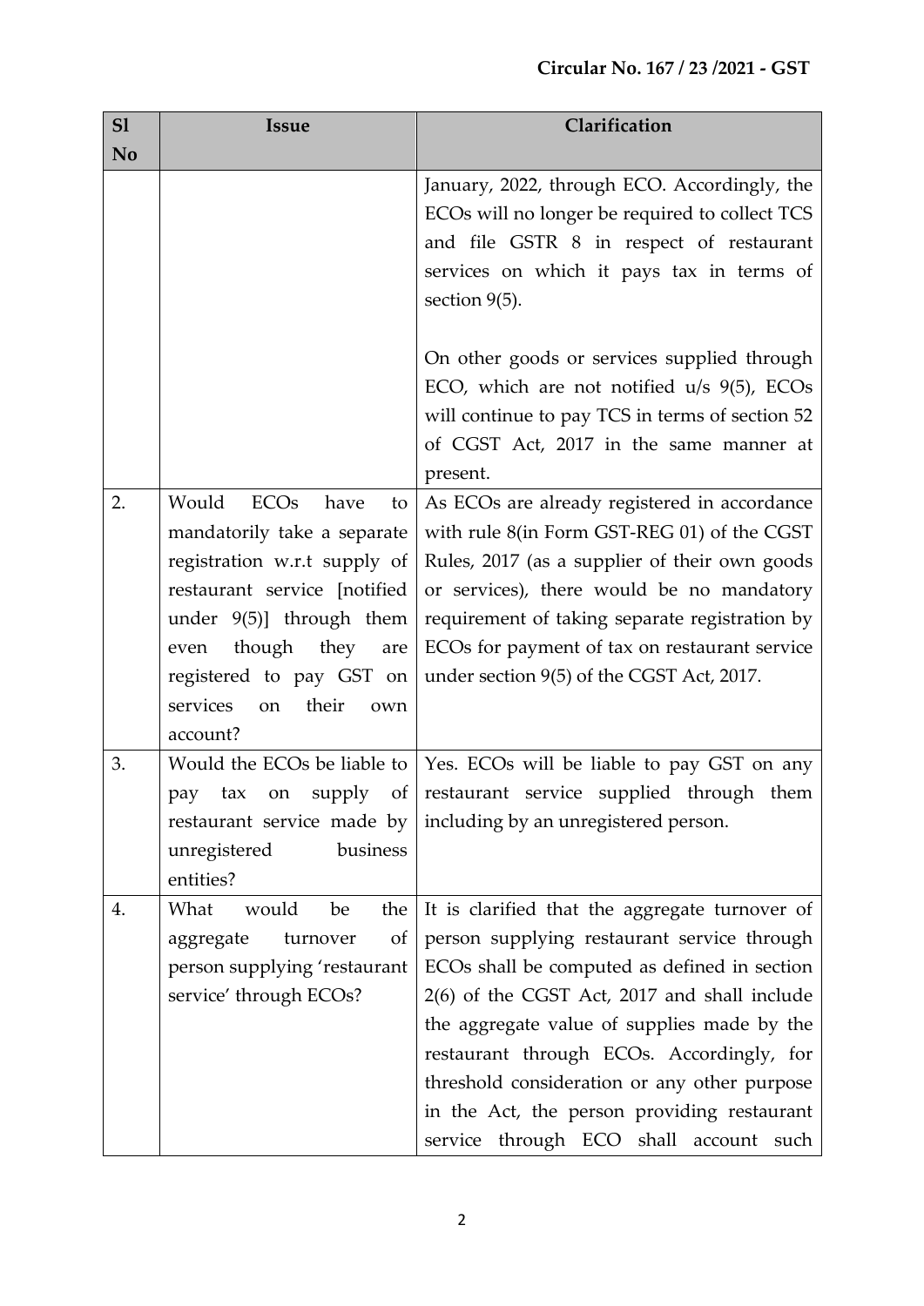| Sl No | Issue | Clarification |
|---|---|---|
| | | January, 2022, through ECO. Accordingly, the ECOs will no longer be required to collect TCS and file GSTR 8 in respect of restaurant services on which it pays tax in terms of section 9(5).<br><br>On other goods or services supplied through ECO, which are not notified u/s 9(5), ECOs will continue to pay TCS in terms of section 52 of CGST Act, 2017 in the same manner at present. |
| 2. | Would ECOs have to mandatorily take a separate registration w.r.t supply of restaurant service [notified under 9(5)] through them even though they are registered to pay GST on services on their own account? | As ECOs are already registered in accordance with rule 8(in Form GST-REG 01) of the CGST Rules, 2017 (as a supplier of their own goods or services), there would be no mandatory requirement of taking separate registration by ECOs for payment of tax on restaurant service under section 9(5) of the CGST Act, 2017. |
| 3. | Would the ECOs be liable to pay tax on supply of restaurant service made by unregistered business entities? | Yes. ECOs will be liable to pay GST on any restaurant service supplied through them including by an unregistered person. |
| 4. | What would be the aggregate turnover of person supplying 'restaurant service' through ECOs? | It is clarified that the aggregate turnover of person supplying restaurant service through ECOs shall be computed as defined in section 2(6) of the CGST Act, 2017 and shall include the aggregate value of supplies made by the restaurant through ECOs. Accordingly, for threshold consideration or any other purpose in the Act, the person providing restaurant service through ECO shall account such |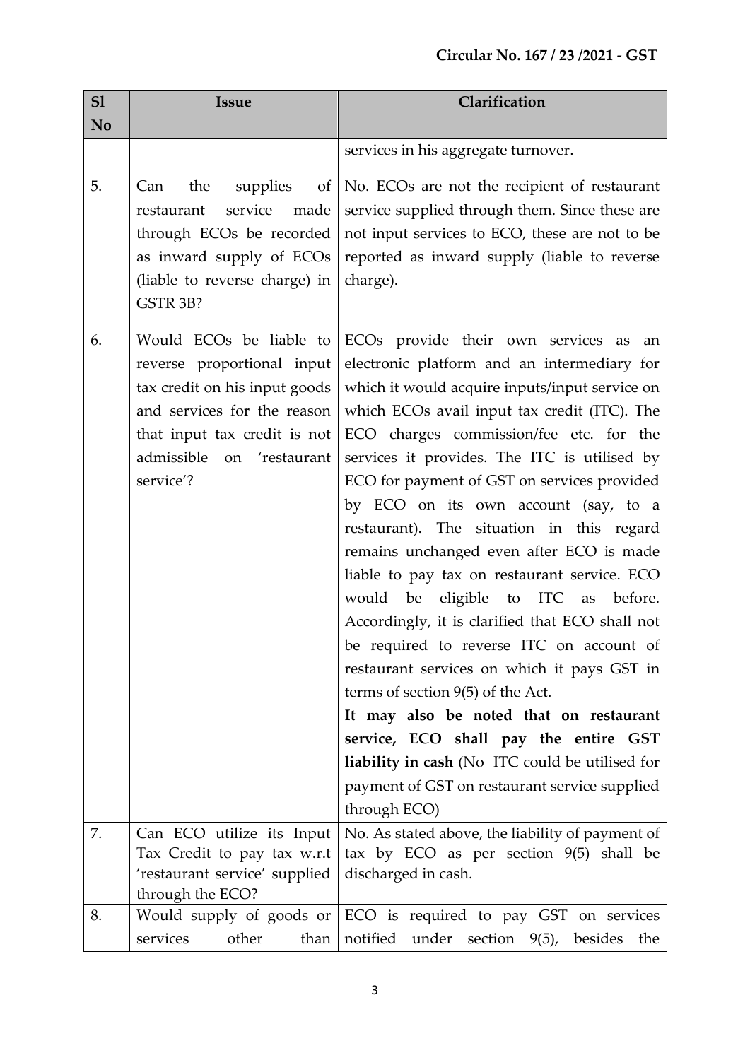| Sl No | Issue | Clarification |
|---|---|---|
| | | services in his aggregate turnover. |
| 5. | Can the supplies of restaurant service made through ECOs be recorded as inward supply of ECOs (liable to reverse charge) in GSTR 3B? | No. ECOs are not the recipient of restaurant service supplied through them. Since these are not input services to ECO, these are not to be reported as inward supply (liable to reverse charge). |
| 6. | Would ECOs be liable to reverse proportional input tax credit on his input goods and services for the reason that input tax credit is not admissible on 'restaurant service'? | ECOs provide their own services as an electronic platform and an intermediary for which it would acquire inputs/input service on which ECOs avail input tax credit (ITC). The ECO charges commission/fee etc. for the services it provides. The ITC is utilised by ECO for payment of GST on services provided by ECO on its own account (say, to a restaurant). The situation in this regard remains unchanged even after ECO is made liable to pay tax on restaurant service. ECO would be eligible to ITC as before. Accordingly, it is clarified that ECO shall not be required to reverse ITC on account of restaurant services on which it pays GST in terms of section 9(5) of the Act.<br>**It may also be noted that on restaurant service, ECO shall pay the entire GST liability in cash** (No ITC could be utilised for payment of GST on restaurant service supplied through ECO) |
| 7. | Can ECO utilize its Input Tax Credit to pay tax w.r.t 'restaurant service' supplied through the ECO? | No. As stated above, the liability of payment of tax by ECO as per section 9(5) shall be discharged in cash. |
| 8. | Would supply of goods or services other than | ECO is required to pay GST on services notified under section 9(5), besides the |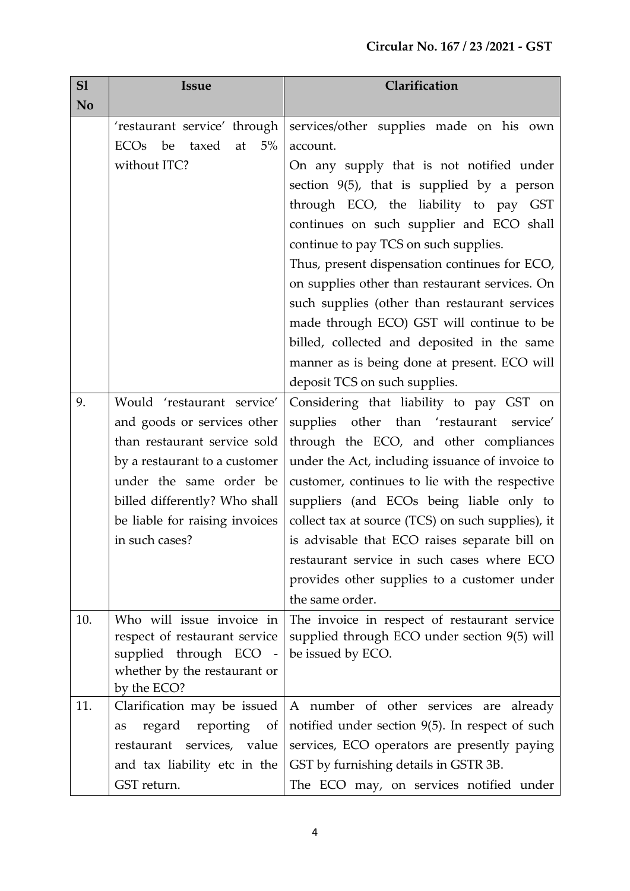| Sl No | Issue | Clarification |
|---|---|---|
| | 'restaurant service' through ECOs be taxed at 5% without ITC? | services/other supplies made on his own account.<br>On any supply that is not notified under section 9(5), that is supplied by a person through ECO, the liability to pay GST continues on such supplier and ECO shall continue to pay TCS on such supplies.<br>Thus, present dispensation continues for ECO, on supplies other than restaurant services. On such supplies (other than restaurant services made through ECO) GST will continue to be billed, collected and deposited in the same manner as is being done at present. ECO will deposit TCS on such supplies. |
| 9. | Would 'restaurant service' and goods or services other than restaurant service sold by a restaurant to a customer under the same order be billed differently? Who shall be liable for raising invoices in such cases? | Considering that liability to pay GST on supplies other than 'restaurant service' through the ECO, and other compliances under the Act, including issuance of invoice to customer, continues to lie with the respective suppliers (and ECOs being liable only to collect tax at source (TCS) on such supplies), it is advisable that ECO raises separate bill on restaurant service in such cases where ECO provides other supplies to a customer under the same order. |
| 10. | Who will issue invoice in respect of restaurant service supplied through ECO - whether by the restaurant or by the ECO? | The invoice in respect of restaurant service supplied through ECO under section 9(5) will be issued by ECO. |
| 11. | Clarification may be issued as regard reporting of restaurant services, value and tax liability etc in the GST return. | A number of other services are already notified under section 9(5). In respect of such services, ECO operators are presently paying GST by furnishing details in GSTR 3B.<br>The ECO may, on services notified under |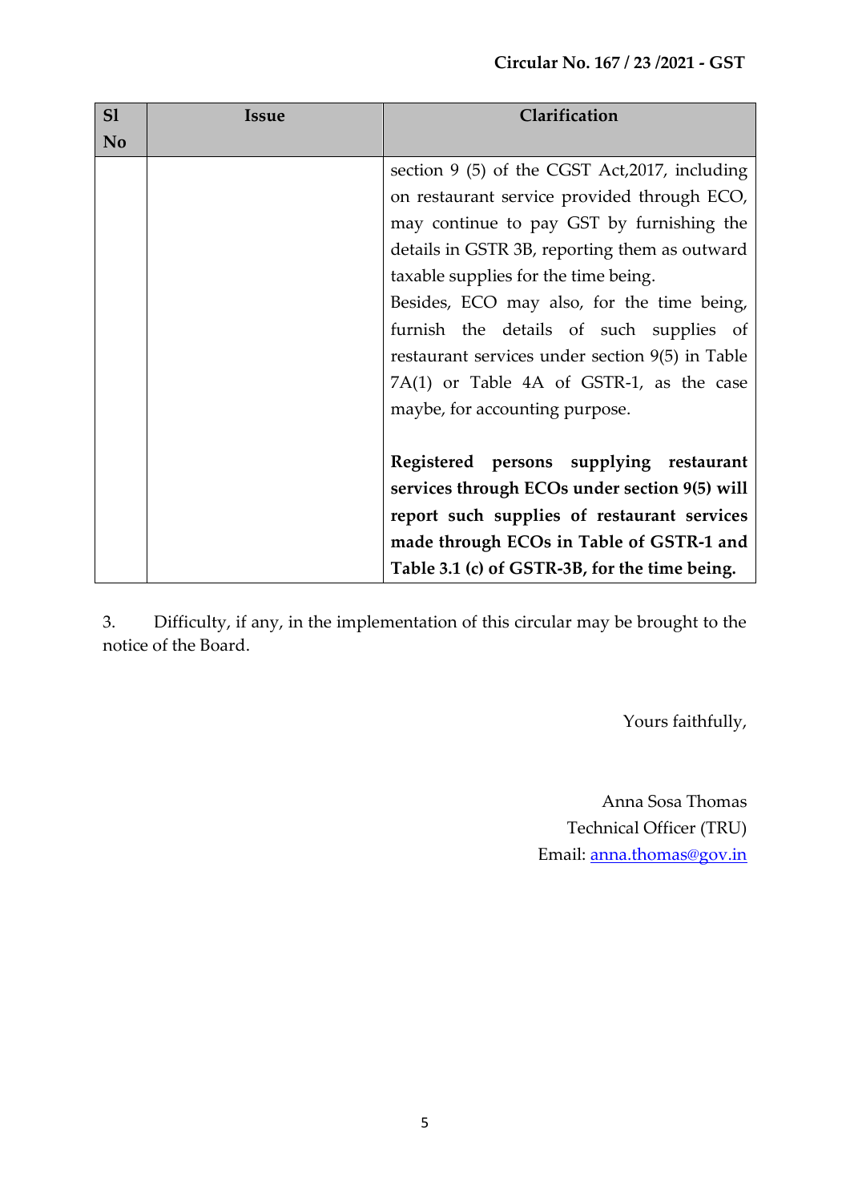| Sl No | Issue | Clarification |
|---|---|---|
| | | section 9 (5) of the CGST Act,2017, including on restaurant service provided through ECO, may continue to pay GST by furnishing the details in GSTR 3B, reporting them as outward taxable supplies for the time being.<br>Besides, ECO may also, for the time being, furnish the details of such supplies of restaurant services under section 9(5) in Table 7A(1) or Table 4A of GSTR-1, as the case maybe, for accounting purpose.<br><br>**Registered persons supplying restaurant services through ECOs under section 9(5) will report such supplies of restaurant services made through ECOs in Table of GSTR-1 and Table 3.1 (c) of GSTR-3B, for the time being.** |

3. Difficulty, if any, in the implementation of this circular may be brought to the notice of the Board.

Yours faithfully,

Anna Sosa Thomas
Technical Officer (TRU)
Email: anna.thomas@gov.in